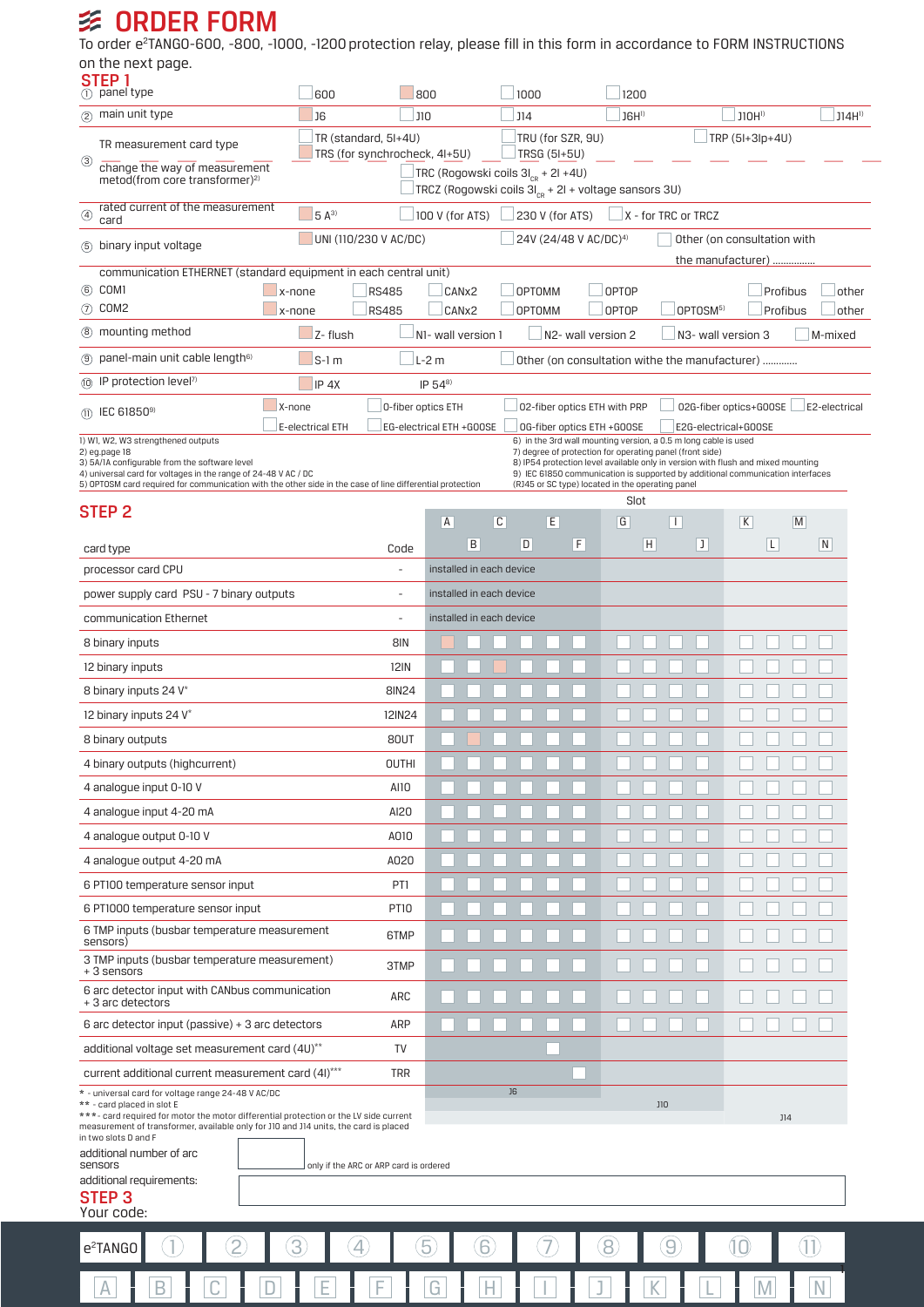# ORDER FORM

To order e[2]TANGO-600, -800, -1000, -1200 protection relay, please fill in this form in accordance to FORM INSTRUCTIONS on the next page.

## STEP 1

| No. | Item | Options | | | | | | |
|---|---|---|---|---|---|---|---|---|
| 1 | panel type | ☐ 600 | ☒ 800 | ☐ 1000 | ☐ 1200 | | | |
| 2 | main unit type | ☒ J6 | ☐ J10 | ☐ J14 | ☐ J6H[1] | ☐ J10H[1] | ☐ J14H[1] | |
| 3 | TR measurement card type | ☐ TR (standard, 5I+4U) | ☐ TRU (for SZR, 9U) | ☐ TRP (5I+3Ip+4U) | | | | |
| | | ☒ TRS (for synchrocheck, 4I+5U) | ☐ TRSG (5I+5U) | | | | | |
| | change the way of measurement metod(from core transformer)[2] | ☐ TRC (Rogowski coils $3I_{CR}$ + 2I +4U) | | | | | | |
| | | ☐ TRCZ (Rogowski coils $3I_{CR}$ + 2I + voltage sensors 3U) | | | | | | |
| 4 | rated current of the measurement card | ☒ 5 A[3] | ☐ 100 V (for ATS) | ☐ 230 V (for ATS) | ☐ X - for TRC or TRCZ | | | |
| 5 | binary input voltage | ☒ UNI (110/230 V AC/DC) | ☐ 24V (24/48 V AC/DC)[4] | ☐ Other (on consultation with the manufacturer) ................ | | | | |
| | communication ETHERNET (standard equipment in each central unit) | | | | | | | |
| 6 | COM1 | ☒ x-none | ☐ RS485 | ☐ CANx2 | ☐ OPTOMM | ☐ OPTOP | ☐ Profibus | ☐ other |
| 7 | COM2 | ☒ x-none | ☐ RS485 | ☐ CANx2 | ☐ OPTOMM | ☐ OPTOP | ☐ OPTOSM[5] | ☐ Profibus ☐ other |
| 8 | mounting method | ☒ Z- flush | ☐ N1- wall version 1 | ☐ N2- wall version 2 | ☐ N3- wall version 3 | ☐ M-mixed | | |
| 9 | panel-main unit cable length[6] | ☒ S-1 m | ☐ L-2 m | ☐ Other (on consultation withe the manufacturer) ............ | | | | |
| 10 | IP protection level[7] | ☒ IP 4X | IP 54[8] | | | | | |
| 11 | IEC 61850[9] | ☒ X-none | ☐ 0-fiber optics ETH | ☐ 02-fiber optics ETH with PRP | ☐ 02G-fiber optics+GOOSE | ☐ E2-electrical | | |
| | | ☐ E-electrical ETH | ☐ EG-electrical ETH +GOOSE | ☐ 0G-fiber optics ETH +GOOSE | ☐ E2G-electrical+GOOSE | | | |

1) W1, W2, W3 strengthened outputs
2) eg.page 18
3) 5A/1A configurable from the software level
4) universal card for voltages in the range of 24-48 V AC / DC
5) OPTOSM card required for communication with the other side in the case of line differential protection
6) in the 3rd wall mounting version, a 0.5 m long cable is used
7) degree of protection for operating panel (front side)
8) IP54 protection level available only in version with flush and mixed mounting
9) IEC 61850 communication is supported by additional communication interfaces (RJ45 or SC type) located in the operating panel

## STEP 2

| card type | Code | A | B | C | D | E | F | G | H | I | J | K | L | M | N |
|---|---|---|---|---|---|---|---|---|---|---|---|---|---|---|---|
| processor card CPU | - | installed in each device | | | | | | | | | | | | | |
| power supply card PSU - 7 binary outputs | - | installed in each device | | | | | | | | | | | | | |
| communication Ethernet | - | installed in each device | | | | | | | | | | | | | |
| 8 binary inputs | 8IN | ☒ | ☐ | ☐ | ☐ | ☐ | ☐ | ☐ | ☐ | ☐ | ☐ | ☐ | ☐ | ☐ | ☐ |
| 12 binary inputs | 12IN | ☐ | ☐ | ☒ | ☐ | ☐ | ☐ | ☐ | ☐ | ☐ | ☐ | ☐ | ☐ | ☐ | ☐ |
| 8 binary inputs 24 V* | 8IN24 | ☐ | ☐ | ☐ | ☐ | ☐ | ☐ | ☐ | ☐ | ☐ | ☐ | ☐ | ☐ | ☐ | ☐ |
| 12 binary inputs 24 V* | 12IN24 | ☐ | ☐ | ☐ | ☐ | ☐ | ☐ | ☐ | ☐ | ☐ | ☐ | ☐ | ☐ | ☐ | ☐ |
| 8 binary outputs | 8OUT | ☐ | ☒ | ☐ | ☐ | ☐ | ☐ | ☐ | ☐ | ☐ | ☐ | ☐ | ☐ | ☐ | ☐ |
| 4 binary outputs (highcurrent) | OUTHI | ☐ | ☐ | ☐ | ☐ | ☐ | ☐ | ☐ | ☐ | ☐ | ☐ | ☐ | ☐ | ☐ | ☐ |
| 4 analogue input 0-10 V | AI10 | ☐ | ☐ | ☐ | ☐ | ☐ | ☐ | ☐ | ☐ | ☐ | ☐ | ☐ | ☐ | ☐ | ☐ |
| 4 analogue input 4-20 mA | AI20 | ☐ | ☐ | ☐ | ☐ | ☐ | ☐ | ☐ | ☐ | ☐ | ☐ | ☐ | ☐ | ☐ | ☐ |
| 4 analogue output 0-10 V | AO10 | ☐ | ☐ | ☐ | ☐ | ☐ | ☐ | ☐ | ☐ | ☐ | ☐ | ☐ | ☐ | ☐ | ☐ |
| 4 analogue output 4-20 mA | AO20 | ☐ | ☐ | ☐ | ☐ | ☐ | ☐ | ☐ | ☐ | ☐ | ☐ | ☐ | ☐ | ☐ | ☐ |
| 6 PT100 temperature sensor input | PT1 | ☐ | ☐ | ☐ | ☐ | ☐ | ☐ | ☐ | ☐ | ☐ | ☐ | ☐ | ☐ | ☐ | ☐ |
| 6 PT1000 temperature sensor input | PT10 | ☐ | ☐ | ☐ | ☐ | ☐ | ☐ | ☐ | ☐ | ☐ | ☐ | ☐ | ☐ | ☐ | ☐ |
| 6 TMP inputs (busbar temperature measurement sensors) | 6TMP | ☐ | ☐ | ☐ | ☐ | ☐ | ☐ | ☐ | ☐ | ☐ | ☐ | ☐ | ☐ | ☐ | ☐ |
| 3 TMP inputs (busbar temperature measurement) + 3 sensors | 3TMP | ☐ | ☐ | ☐ | ☐ | ☐ | ☐ | ☐ | ☐ | ☐ | ☐ | ☐ | ☐ | ☐ | ☐ |
| 6 arc detector input with CANbus communication + 3 arc detectors | ARC | ☐ | ☐ | ☐ | ☐ | ☐ | ☐ | ☐ | ☐ | ☐ | ☐ | ☐ | ☐ | ☐ | ☐ |
| 6 arc detector input (passive) + 3 arc detectors | ARP | ☐ | ☐ | ☐ | ☐ | ☐ | ☐ | ☐ | ☐ | ☐ | ☐ | ☐ | ☐ | ☐ | ☐ |
| additional voltage set measurement card (4U)** | TV | | | | | ☐ | | | | | | | | | |
| current additional current measurement card (4I)*** | TRR | | | | | | ☐ | | | | | | | | |
| | | J6 | | | | | | J10 | | | | J14 | | | |

\* - universal card for voltage range 24-48 V AC/DC
\** - card placed in slot E
\*** - card required for motor the motor differential protection or the LV side current measurement of transformer, available only for J10 and J14 units, the card is placed in two slots D and F

additional number of arc sensors: ______ only if the ARC or ARP card is ordered

additional requirements: ______

## STEP 3

Your code:

| e[2]TANGO | 1 | 2 | 3 | 4 | 5 | 6 | 7 | 8 | 9 | 10 | 11 |
|---|---|---|---|---|---|---|---|---|---|---|---|

| A | B | C | D | E | F | G | H | I | J | K | L | M | N |
|---|---|---|---|---|---|---|---|---|---|---|---|---|---|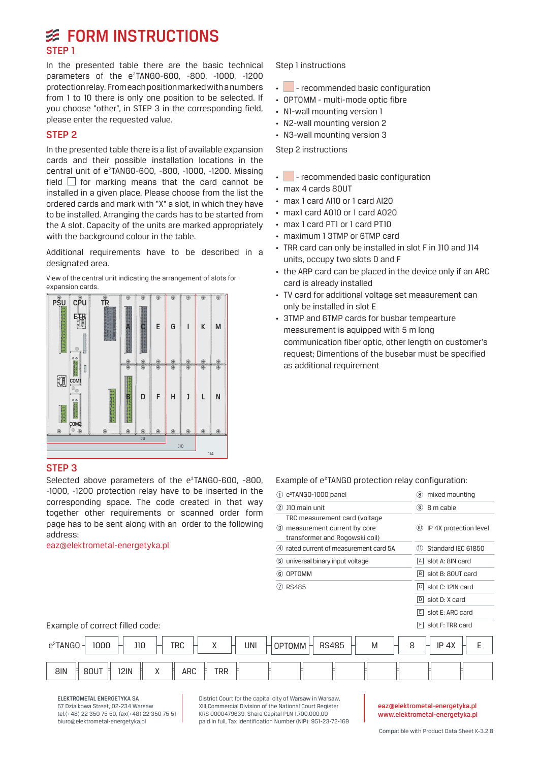# FORM INSTRUCTIONS

## STEP 1

In the presented table there are the basic technical parameters of the e²TANGO-600, -800, -1000, -1200 protection relay. From each position marked with a numbers from 1 to 10 there is only one position to be selected. If you choose "other", in STEP 3 in the corresponding field, please enter the requested value.

## STEP 2

In the presented table there is a list of available expansion cards and their possible installation locations in the central unit of e²TANGO-600, -800, -1000, -1200. Missing field ☐ for marking means that the card cannot be installed in a given place. Please choose from the list the ordered cards and mark with "X" a slot, in which they have to be installed. Arranging the cards has to be started from the A slot. Capacity of the units are marked appropriately with the background colour in the table.

Additional requirements have to be described in a designated area.

View of the central unit indicating the arrangement of slots for expansion cards.

PSU CPU TR
ETH
COM1
COM2
A C E G I K M
B D F H J L N
J6
J10
J14

Step 1 instructions

- ☐ - recommended basic configuration
- OPTOMM - multi-mode optic fibre
- N1-wall mounting version 1
- N2-wall mounting version 2
- N3-wall mounting version 3

Step 2 instructions

- ☐ - recommended basic configuration
- max 4 cards 8OUT
- max 1 card AI10 or 1 card AI20
- max1 card AO10 or 1 card AO20
- max 1 card PT1 or 1 card PT10
- maximum 1 3TMP or 6TMP card
- TRR card can only be installed in slot F in J10 and J14 units, occupy two slots D and F
- the ARP card can be placed in the device only if an ARC card is already installed
- TV card for additional voltage set measurement can only be installed in slot E
- 3TMP and 6TMP cards for busbar tempearture measurement is aquipped with 5 m long communication fiber optic, other length on customer's request; Dimentions of the busbar must be specified as additional requirement

## STEP 3

Selected above parameters of the e²TANGO-600, -800, -1000, -1200 protection relay have to be inserted in the corresponding space. The code created in that way together other requirements or scanned order form page has to be sent along with an order to the following address:
eaz@elektrometal-energetyka.pl

Example of e²TANGO protection relay configuration:

| | | | |
|---|---|---|---|
| ① | e²TANGO-1000 panel | ⑧ | mixed mounting |
| ② | J10 main unit | ⑨ | 8 m cable |
| ③ | TRC measurement card (voltage measurement current by core transformer and Rogowski coil) | ⑩ | IP 4X protection level |
| ④ | rated current of measurement card 5A | ⑪ | Standard IEC 61850 |
| ⑤ | universal binary input voltage | A | slot A: 8IN card |
| ⑥ | OPTOMM | B | slot B: 8OUT card |
| ⑦ | RS485 | C | slot C: 12IN card |
| | | D | slot D: X card |
| | | E | slot E: ARC card |
| | | F | slot F: TRR card |

Example of correct filled code:

| | | | | | | | | | | | |
|---|---|---|---|---|---|---|---|---|---|---|---|
| e²TANGO | 1000 | J10 | TRC | X | UNI | OPTOMM | RS485 | M | 8 | IP 4X | E |
| 8IN | 8OUT | 12IN | X | ARC | TRR | | | | | | |

**ELEKTROMETAL ENERGETYKA SA**
67 Dzialkowa Street, 02-234 Warsaw
tel.(+48) 22 350 75 50, fax(+48) 22 350 75 51
biuro@elektrometal-energetyka.pl

District Court for the capital city of Warsaw in Warsaw, XIII Commercial Division of the National Court Register
KRS 0000479639, Share Capital PLN 1.700.000,00
paid in full, Tax Identification Number (NIP): 951-23-72-169

eaz@elektrometal-energetyka.pl
www.elektrometal-energetyka.pl

Compatible with Product Data Sheet K-3.2.8